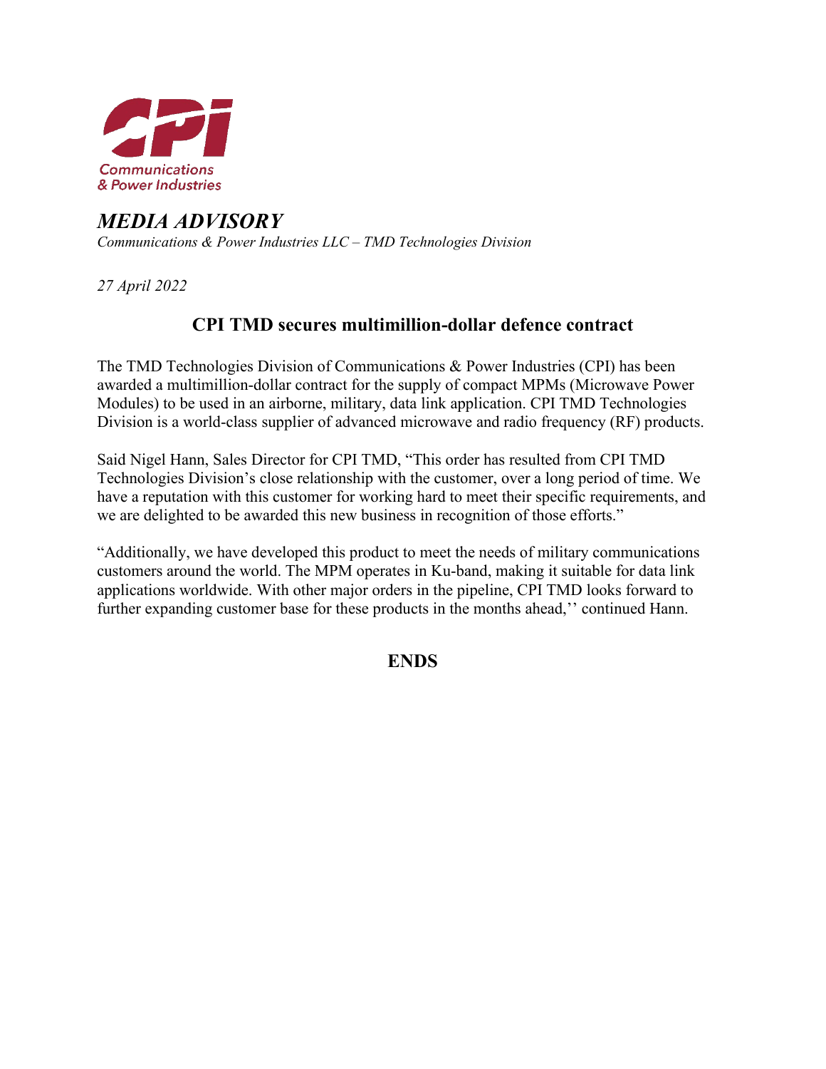Communications & Power Industries

*MEDIA ADVISORY*

*Communications & Power Industries LLC – TMD Technologies Division*

*27 April 2022*

## CPI TMD secures multimillion-dollar defence contract

The TMD Technologies Division of Communications & Power Industries (CPI) has been awarded a multimillion-dollar contract for the supply of compact MPMs (Microwave Power Modules) to be used in an airborne, military, data link application. CPI TMD Technologies Division is a world-class supplier of advanced microwave and radio frequency (RF) products.

Said Nigel Hann, Sales Director for CPI TMD, "This order has resulted from CPI TMD Technologies Division's close relationship with the customer, over a long period of time. We have a reputation with this customer for working hard to meet their specific requirements, and we are delighted to be awarded this new business in recognition of those efforts."

"Additionally, we have developed this product to meet the needs of military communications customers around the world. The MPM operates in Ku-band, making it suitable for data link applications worldwide. With other major orders in the pipeline, CPI TMD looks forward to further expanding customer base for these products in the months ahead,'' continued Hann.

**ENDS**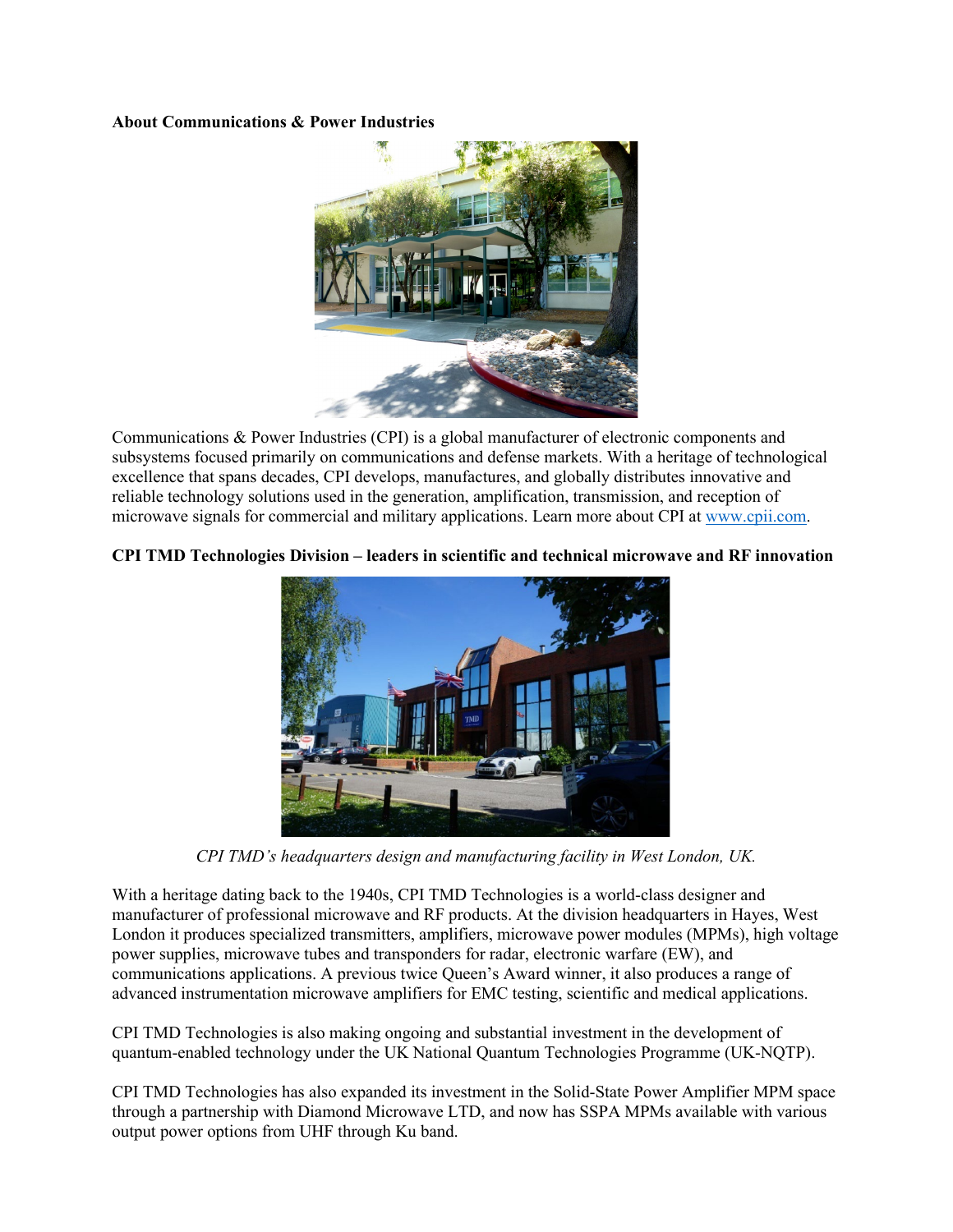**About Communications & Power Industries**

Communications & Power Industries (CPI) is a global manufacturer of electronic components and subsystems focused primarily on communications and defense markets. With a heritage of technological excellence that spans decades, CPI develops, manufactures, and globally distributes innovative and reliable technology solutions used in the generation, amplification, transmission, and reception of microwave signals for commercial and military applications. Learn more about CPI at [www.cpii.com](http://www.cpii.com).

**CPI TMD Technologies Division – leaders in scientific and technical microwave and RF innovation**

*CPI TMD's headquarters design and manufacturing facility in West London, UK.*

With a heritage dating back to the 1940s, CPI TMD Technologies is a world-class designer and manufacturer of professional microwave and RF products. At the division headquarters in Hayes, West London it produces specialized transmitters, amplifiers, microwave power modules (MPMs), high voltage power supplies, microwave tubes and transponders for radar, electronic warfare (EW), and communications applications. A previous twice Queen's Award winner, it also produces a range of advanced instrumentation microwave amplifiers for EMC testing, scientific and medical applications.

CPI TMD Technologies is also making ongoing and substantial investment in the development of quantum-enabled technology under the UK National Quantum Technologies Programme (UK-NQTP).

CPI TMD Technologies has also expanded its investment in the Solid-State Power Amplifier MPM space through a partnership with Diamond Microwave LTD, and now has SSPA MPMs available with various output power options from UHF through Ku band.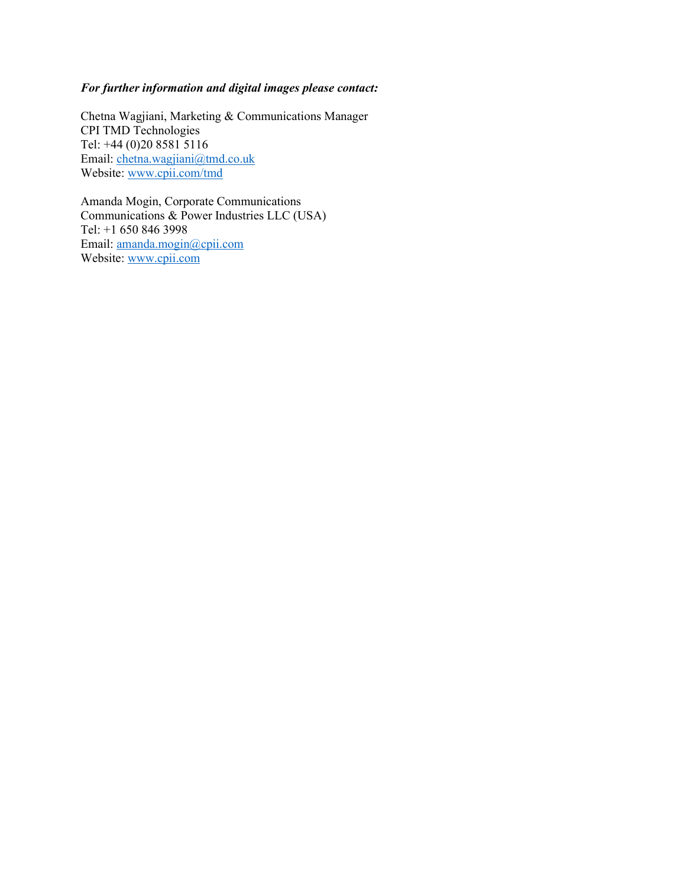***For further information and digital images please contact:***

Chetna Wagjiani, Marketing & Communications Manager
CPI TMD Technologies
Tel: +44 (0)20 8581 5116
Email: chetna.wagjiani@tmd.co.uk
Website: www.cpii.com/tmd

Amanda Mogin, Corporate Communications
Communications & Power Industries LLC (USA)
Tel: +1 650 846 3998
Email: amanda.mogin@cpii.com
Website: www.cpii.com